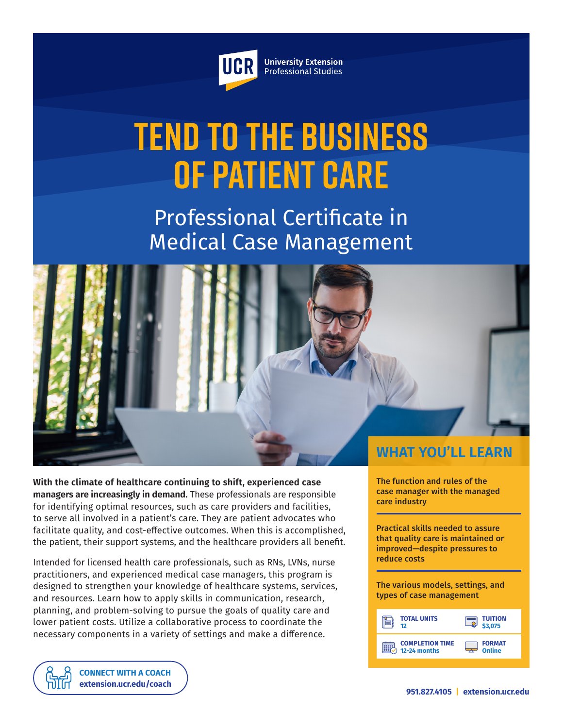UCR University Extension Professional Studies

# TEND TO THE BUSINESS OF PATIENT CARE

## Professional Certificate in Medical Case Management

**With the climate of healthcare continuing to shift, experienced case managers are increasingly in demand.** These professionals are responsible for identifying optimal resources, such as care providers and facilities, to serve all involved in a patient's care. They are patient advocates who facilitate quality, and cost-effective outcomes. When this is accomplished, the patient, their support systems, and the healthcare providers all benefit.

Intended for licensed health care professionals, such as RNs, LVNs, nurse practitioners, and experienced medical case managers, this program is designed to strengthen your knowledge of healthcare systems, services, and resources. Learn how to apply skills in communication, research, planning, and problem-solving to pursue the goals of quality care and lower patient costs. Utilize a collaborative process to coordinate the necessary components in a variety of settings and make a difference.

**CONNECT WITH A COACH**
**extension.ucr.edu/coach**

## WHAT YOU'LL LEARN

**The function and rules of the case manager with the managed care industry**

**Practical skills needed to assure that quality care is maintained or improved—despite pressures to reduce costs**

**The various models, settings, and types of case management**

| | |
|---|---|
| **TOTAL UNITS** 12 | **TUITION** $3,075 |
| **COMPLETION TIME** 12-24 months | **FORMAT** Online |

**951.827.4105 | extension.ucr.edu**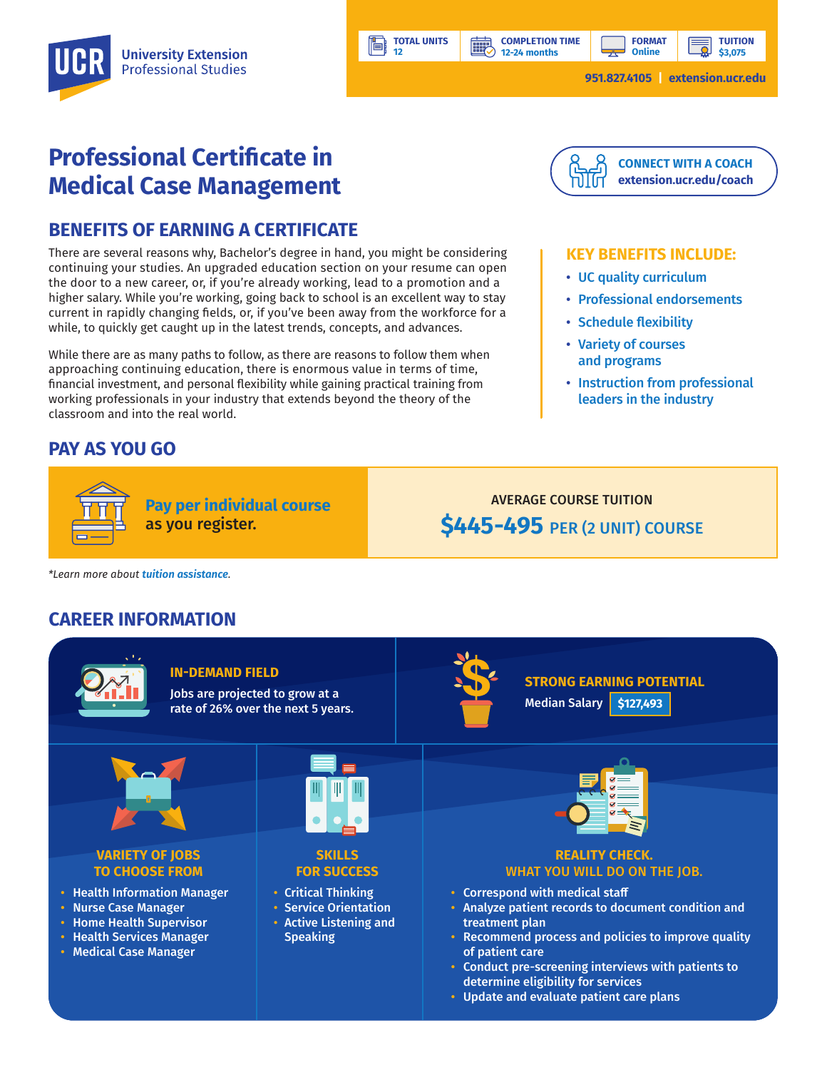**UCR** University Extension Professional Studies

| TOTAL UNITS | COMPLETION TIME | FORMAT | TUITION |
| --- | --- | --- | --- |
| 12 | 12-24 months | Online | $3,075 |

951.827.4105 | extension.ucr.edu

# Professional Certificate in Medical Case Management

**CONNECT WITH A COACH**
extension.ucr.edu/coach

## BENEFITS OF EARNING A CERTIFICATE

There are several reasons why, Bachelor's degree in hand, you might be considering continuing your studies. An upgraded education section on your resume can open the door to a new career, or, if you're already working, lead to a promotion and a higher salary. While you're working, going back to school is an excellent way to stay current in rapidly changing fields, or, if you've been away from the workforce for a while, to quickly get caught up in the latest trends, concepts, and advances.

While there are as many paths to follow, as there are reasons to follow them when approaching continuing education, there is enormous value in terms of time, financial investment, and personal flexibility while gaining practical training from working professionals in your industry that extends beyond the theory of the classroom and into the real world.

### KEY BENEFITS INCLUDE:

- UC quality curriculum
- Professional endorsements
- Schedule flexibility
- Variety of courses and programs
- Instruction from professional leaders in the industry

## PAY AS YOU GO

**Pay per individual course** as you register.

AVERAGE COURSE TUITION
**$445-495** PER (2 UNIT) COURSE

*Learn more about tuition assistance.

## CAREER INFORMATION

### IN-DEMAND FIELD

Jobs are projected to grow at a rate of 26% over the next 5 years.

### STRONG EARNING POTENTIAL

Median Salary **$127,493**

### VARIETY OF JOBS TO CHOOSE FROM

- Health Information Manager
- Nurse Case Manager
- Home Health Supervisor
- Health Services Manager
- Medical Case Manager

### SKILLS FOR SUCCESS

- Critical Thinking
- Service Orientation
- Active Listening and Speaking

### REALITY CHECK. WHAT YOU WILL DO ON THE JOB.

- Correspond with medical staff
- Analyze patient records to document condition and treatment plan
- Recommend process and policies to improve quality of patient care
- Conduct pre-screening interviews with patients to determine eligibility for services
- Update and evaluate patient care plans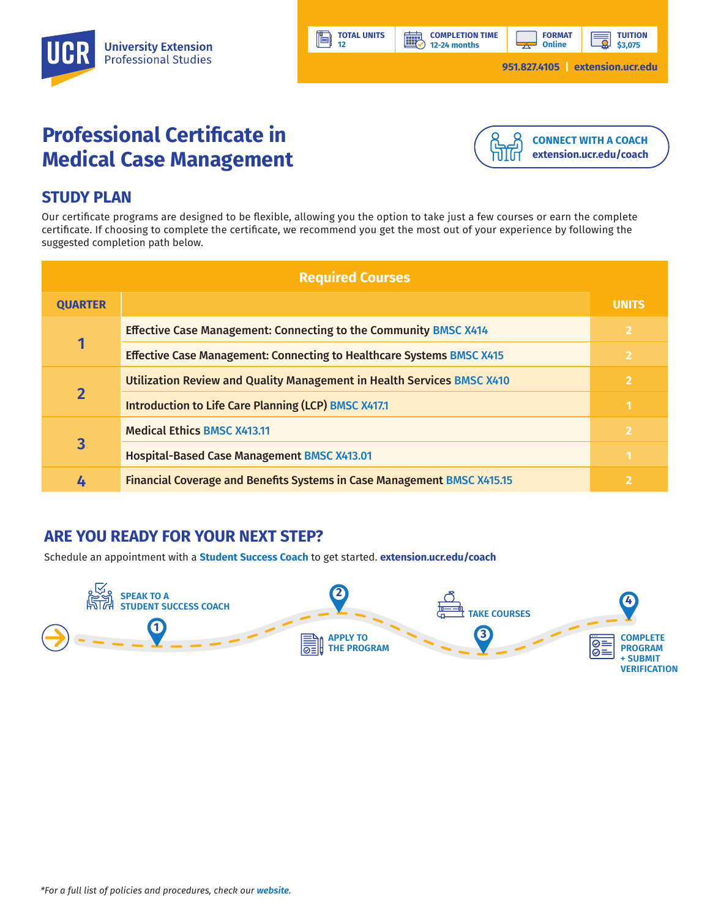UCR University Extension Professional Studies

| TOTAL UNITS | COMPLETION TIME | FORMAT | TUITION |
|---|---|---|---|
| 12 | 12-24 months | Online | $3,075 |

951.827.4105 | extension.ucr.edu

# Professional Certificate in Medical Case Management

CONNECT WITH A COACH
extension.ucr.edu/coach

## STUDY PLAN

Our certificate programs are designed to be flexible, allowing you the option to take just a few courses or earn the complete certificate. If choosing to complete the certificate, we recommend you get the most out of your experience by following the suggested completion path below.

**Required Courses**

| QUARTER | | UNITS |
|---|---|---|
| 1 | Effective Case Management: Connecting to the Community BMSC X414 | 2 |
| | Effective Case Management: Connecting to Healthcare Systems BMSC X415 | 2 |
| 2 | Utilization Review and Quality Management in Health Services BMSC X410 | 2 |
| | Introduction to Life Care Planning (LCP) BMSC X417.1 | 1 |
| 3 | Medical Ethics BMSC X413.11 | 2 |
| | Hospital-Based Case Management BMSC X413.01 | 1 |
| 4 | Financial Coverage and Benefits Systems in Case Management BMSC X415.15 | 2 |

## ARE YOU READY FOR YOUR NEXT STEP?

Schedule an appointment with a **Student Success Coach** to get started. **extension.ucr.edu/coach**

1. SPEAK TO A STUDENT SUCCESS COACH
2. APPLY TO THE PROGRAM
3. TAKE COURSES
4. COMPLETE PROGRAM + SUBMIT VERIFICATION

*For a full list of policies and procedures, check our **website**.*